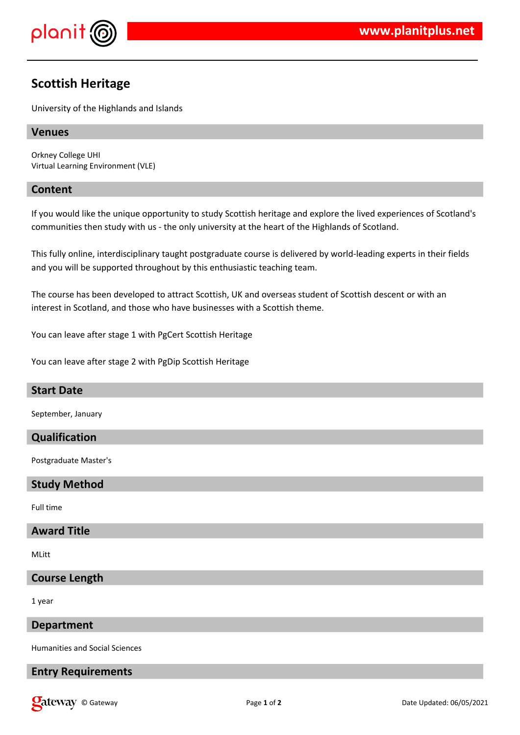# Scottish Heritage

University of the Highlands and Islands

## Venues

Orkney College UHI
Virtual Learning Environment (VLE)

## Content

If you would like the unique opportunity to study Scottish heritage and explore the lived experiences of Scotland's communities then study with us - the only university at the heart of the Highlands of Scotland.

This fully online, interdisciplinary taught postgraduate course is delivered by world-leading experts in their fields and you will be supported throughout by this enthusiastic teaching team.

The course has been developed to attract Scottish, UK and overseas student of Scottish descent or with an interest in Scotland, and those who have businesses with a Scottish theme.

You can leave after stage 1 with PgCert Scottish Heritage

You can leave after stage 2 with PgDip Scottish Heritage

## Start Date

September, January

## Qualification

Postgraduate Master's

## Study Method

Full time

## Award Title

MLitt

## Course Length

1 year

## Department

Humanities and Social Sciences

## Entry Requirements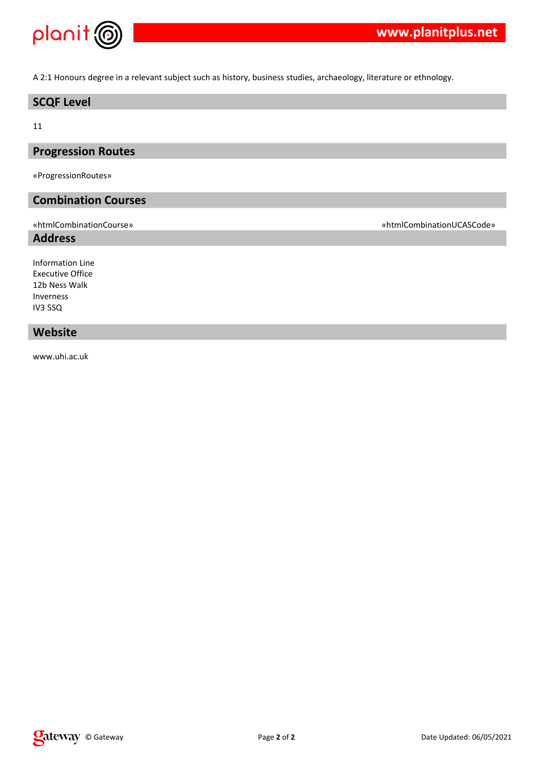A 2:1 Honours degree in a relevant subject such as history, business studies, archaeology, literature or ethnology.

## SCQF Level

11

## Progression Routes

«ProgressionRoutes»

## Combination Courses

«htmlCombinationCourse» «htmlCombinationUCASCode»

## Address

Information Line
Executive Office
12b Ness Walk
Inverness
IV3 5SQ

## Website

www.uhi.ac.uk